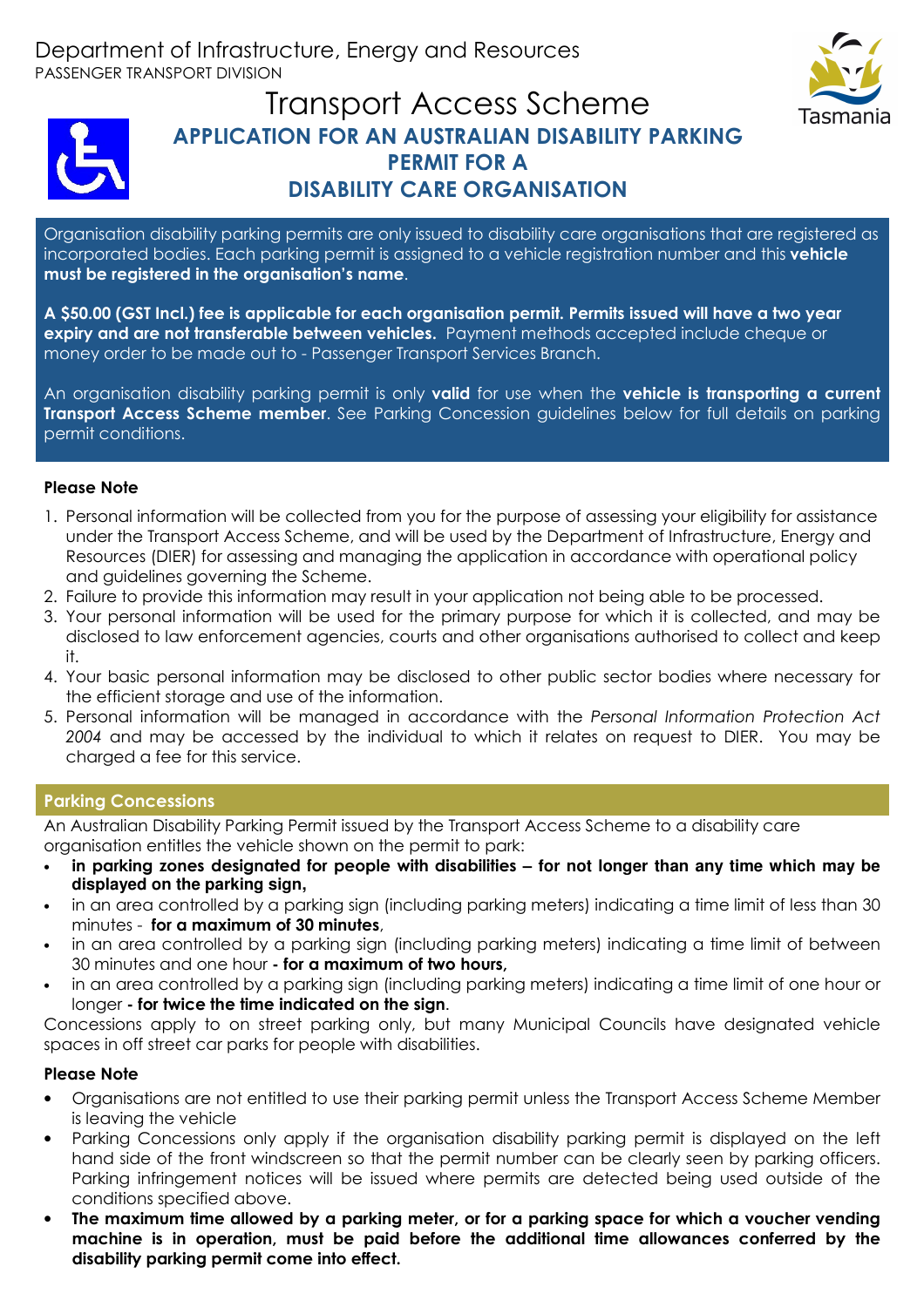Department of Infrastructure, Energy and Resources
PASSENGER TRANSPORT DIVISION

# Transport Access Scheme

## APPLICATION FOR AN AUSTRALIAN DISABILITY PARKING PERMIT FOR A DISABILITY CARE ORGANISATION

Organisation disability parking permits are only issued to disability care organisations that are registered as incorporated bodies. Each parking permit is assigned to a vehicle registration number and this **vehicle must be registered in the organisation's name**.

**A $50.00 (GST Incl.) fee is applicable for each organisation permit. Permits issued will have a two year expiry and are not transferable between vehicles.** Payment methods accepted include cheque or money order to be made out to - Passenger Transport Services Branch.

An organisation disability parking permit is only **valid** for use when the **vehicle is transporting a current Transport Access Scheme member**. See Parking Concession guidelines below for full details on parking permit conditions.

**Please Note**

1. Personal information will be collected from you for the purpose of assessing your eligibility for assistance under the Transport Access Scheme, and will be used by the Department of Infrastructure, Energy and Resources (DIER) for assessing and managing the application in accordance with operational policy and guidelines governing the Scheme.
2. Failure to provide this information may result in your application not being able to be processed.
3. Your personal information will be used for the primary purpose for which it is collected, and may be disclosed to law enforcement agencies, courts and other organisations authorised to collect and keep it.
4. Your basic personal information may be disclosed to other public sector bodies where necessary for the efficient storage and use of the information.
5. Personal information will be managed in accordance with the *Personal Information Protection Act 2004* and may be accessed by the individual to which it relates on request to DIER. You may be charged a fee for this service.

## Parking Concessions

An Australian Disability Parking Permit issued by the Transport Access Scheme to a disability care organisation entitles the vehicle shown on the permit to park:

- **in parking zones designated for people with disabilities – for not longer than any time which may be displayed on the parking sign,**
- in an area controlled by a parking sign (including parking meters) indicating a time limit of less than 30 minutes - **for a maximum of 30 minutes**,
- in an area controlled by a parking sign (including parking meters) indicating a time limit of between 30 minutes and one hour **- for a maximum of two hours,**
- in an area controlled by a parking sign (including parking meters) indicating a time limit of one hour or longer **- for twice the time indicated on the sign**.

Concessions apply to on street parking only, but many Municipal Councils have designated vehicle spaces in off street car parks for people with disabilities.

**Please Note**

- Organisations are not entitled to use their parking permit unless the Transport Access Scheme Member is leaving the vehicle
- Parking Concessions only apply if the organisation disability parking permit is displayed on the left hand side of the front windscreen so that the permit number can be clearly seen by parking officers. Parking infringement notices will be issued where permits are detected being used outside of the conditions specified above.
- **The maximum time allowed by a parking meter, or for a parking space for which a voucher vending machine is in operation, must be paid before the additional time allowances conferred by the disability parking permit come into effect.**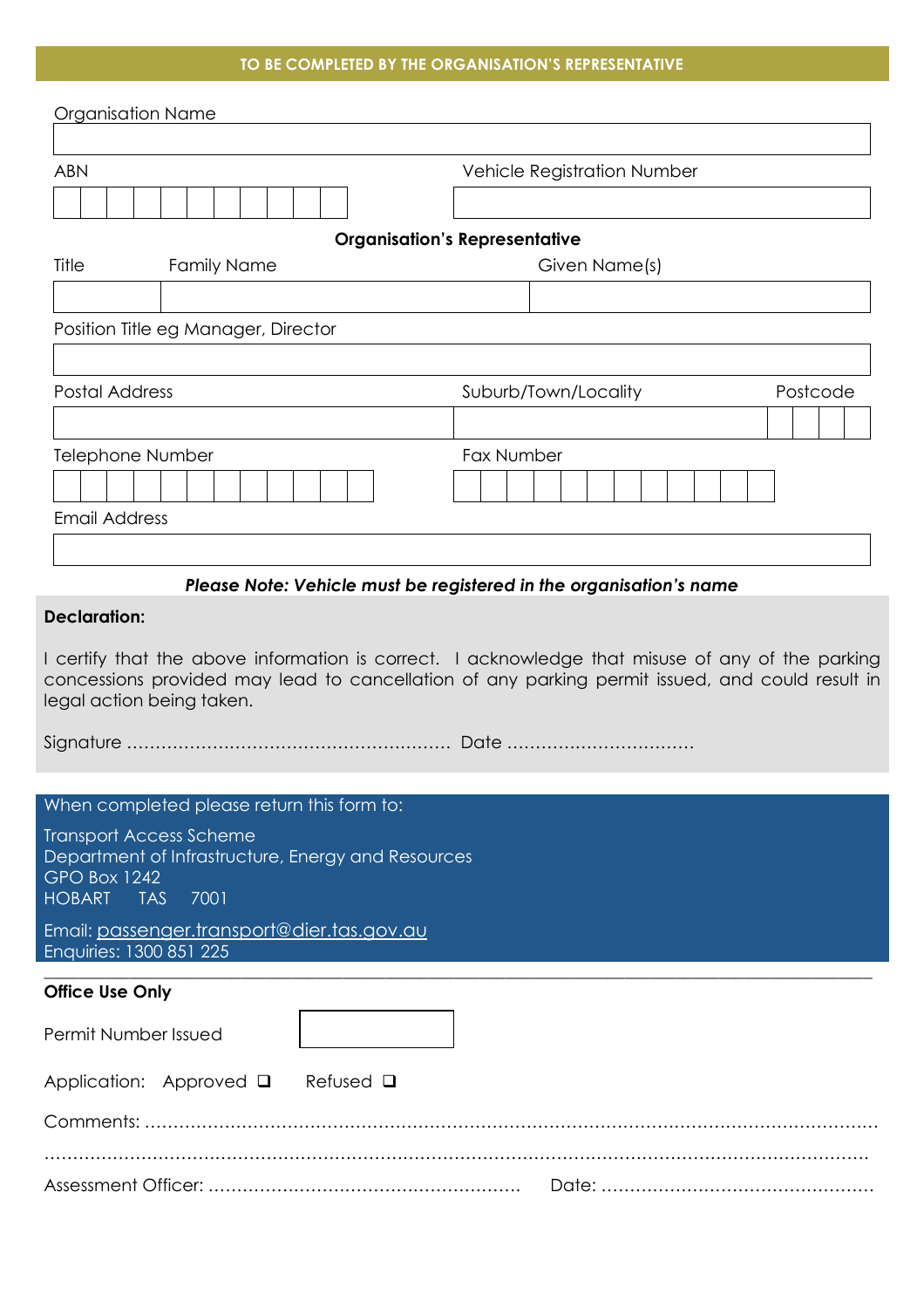**TO BE COMPLETED BY THE ORGANISATION'S REPRESENTATIVE**

Organisation Name

ABN

Vehicle Registration Number

**Organisation's Representative**

| Title | Family Name | Given Name(s) |
| --- | --- | --- |
| | | |

Position Title eg Manager, Director

| Postal Address | Suburb/Town/Locality | Postcode |
| --- | --- | --- |
| | | |

| Telephone Number | Fax Number |
| --- | --- |
| | |

Email Address

***Please Note: Vehicle must be registered in the organisation's name***

**Declaration:**

I certify that the above information is correct. I acknowledge that misuse of any of the parking concessions provided may lead to cancellation of any parking permit issued, and could result in legal action being taken.

Signature ……………………………………………… Date ……………………………

When completed please return this form to:

Transport Access Scheme
Department of Infrastructure, Energy and Resources
GPO Box 1242
HOBART TAS 7001

Email: passenger.transport@dier.tas.gov.au
Enquiries: 1300 851 225

**Office Use Only**

Permit Number Issued

Application: Approved ❑ Refused ❑

Comments: ……………………………………………………………………………………………………

……………………………………………………………………………………………………………………

Assessment Officer: ……………………………………………… Date: ………………………………………